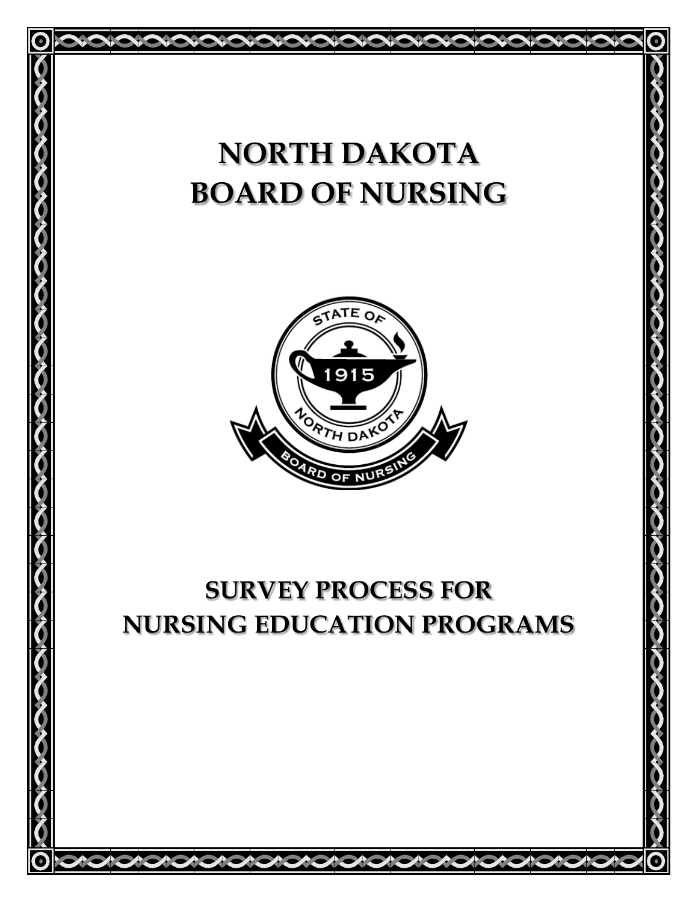# NORTH DAKOTA BOARD OF NURSING

# SURVEY PROCESS FOR NURSING EDUCATION PROGRAMS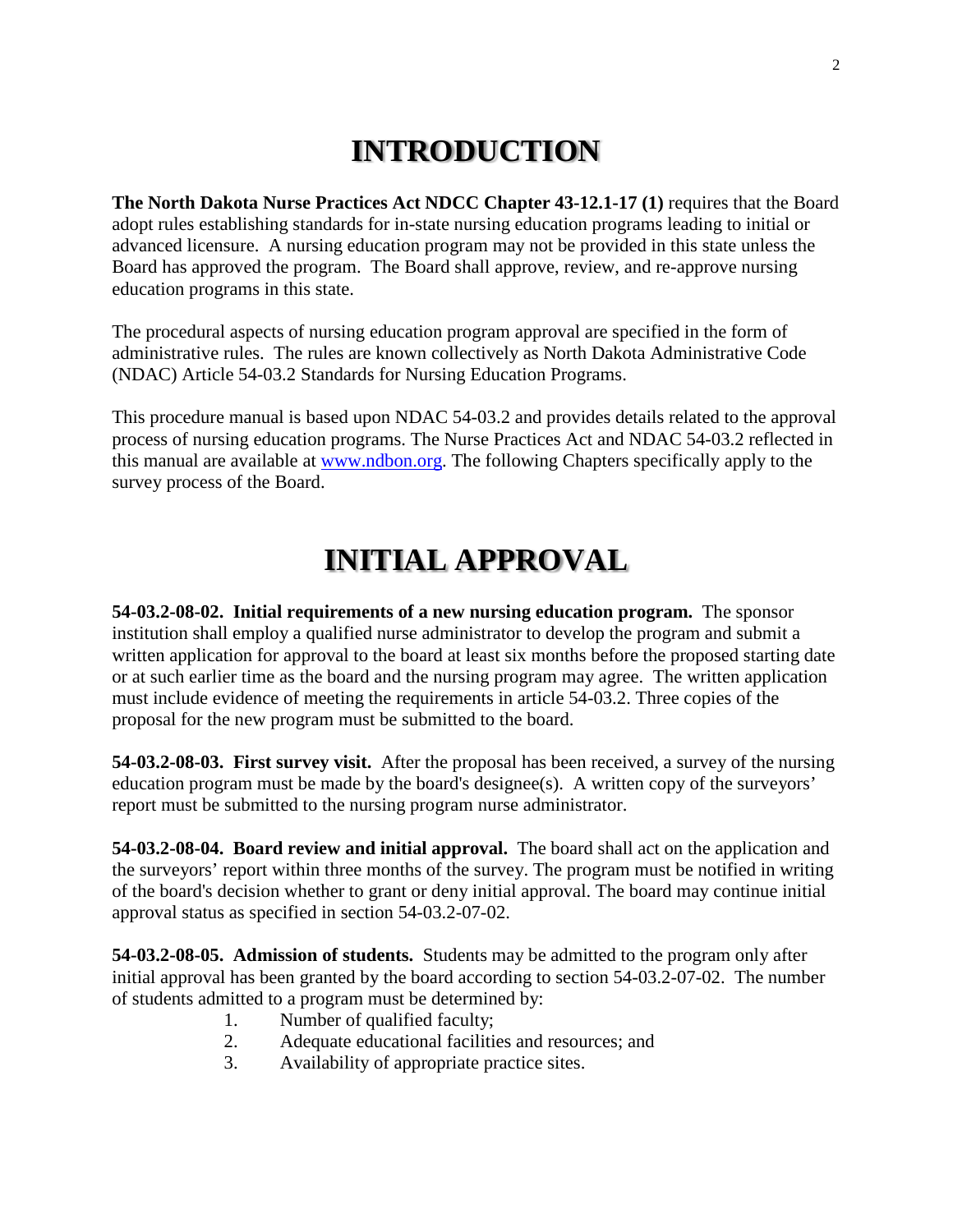# INTRODUCTION

**The North Dakota Nurse Practices Act NDCC Chapter 43-12.1-17 (1)** requires that the Board adopt rules establishing standards for in-state nursing education programs leading to initial or advanced licensure. A nursing education program may not be provided in this state unless the Board has approved the program. The Board shall approve, review, and re-approve nursing education programs in this state.

The procedural aspects of nursing education program approval are specified in the form of administrative rules. The rules are known collectively as North Dakota Administrative Code (NDAC) Article 54-03.2 Standards for Nursing Education Programs.

This procedure manual is based upon NDAC 54-03.2 and provides details related to the approval process of nursing education programs. The Nurse Practices Act and NDAC 54-03.2 reflected in this manual are available at [www.ndbon.org](http://www.ndbon.org). The following Chapters specifically apply to the survey process of the Board.

# INITIAL APPROVAL

**54-03.2-08-02. Initial requirements of a new nursing education program.** The sponsor institution shall employ a qualified nurse administrator to develop the program and submit a written application for approval to the board at least six months before the proposed starting date or at such earlier time as the board and the nursing program may agree. The written application must include evidence of meeting the requirements in article 54-03.2. Three copies of the proposal for the new program must be submitted to the board.

**54-03.2-08-03. First survey visit.** After the proposal has been received, a survey of the nursing education program must be made by the board's designee(s). A written copy of the surveyors' report must be submitted to the nursing program nurse administrator.

**54-03.2-08-04. Board review and initial approval.** The board shall act on the application and the surveyors' report within three months of the survey. The program must be notified in writing of the board's decision whether to grant or deny initial approval. The board may continue initial approval status as specified in section 54-03.2-07-02.

**54-03.2-08-05. Admission of students.** Students may be admitted to the program only after initial approval has been granted by the board according to section 54-03.2-07-02. The number of students admitted to a program must be determined by:

1. Number of qualified faculty;
2. Adequate educational facilities and resources; and
3. Availability of appropriate practice sites.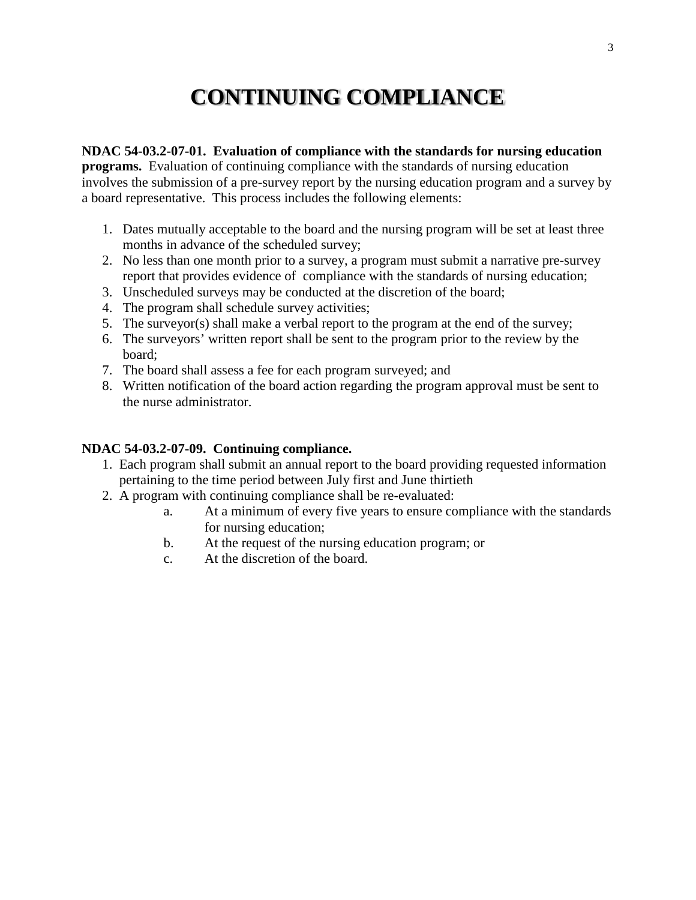# CONTINUING COMPLIANCE

**NDAC 54-03.2-07-01. Evaluation of compliance with the standards for nursing education programs.** Evaluation of continuing compliance with the standards of nursing education involves the submission of a pre-survey report by the nursing education program and a survey by a board representative. This process includes the following elements:

1. Dates mutually acceptable to the board and the nursing program will be set at least three months in advance of the scheduled survey;
2. No less than one month prior to a survey, a program must submit a narrative pre-survey report that provides evidence of compliance with the standards of nursing education;
3. Unscheduled surveys may be conducted at the discretion of the board;
4. The program shall schedule survey activities;
5. The surveyor(s) shall make a verbal report to the program at the end of the survey;
6. The surveyors' written report shall be sent to the program prior to the review by the board;
7. The board shall assess a fee for each program surveyed; and
8. Written notification of the board action regarding the program approval must be sent to the nurse administrator.

**NDAC 54-03.2-07-09. Continuing compliance.**

1. Each program shall submit an annual report to the board providing requested information pertaining to the time period between July first and June thirtieth
2. A program with continuing compliance shall be re-evaluated:
   a. At a minimum of every five years to ensure compliance with the standards for nursing education;
   b. At the request of the nursing education program; or
   c. At the discretion of the board.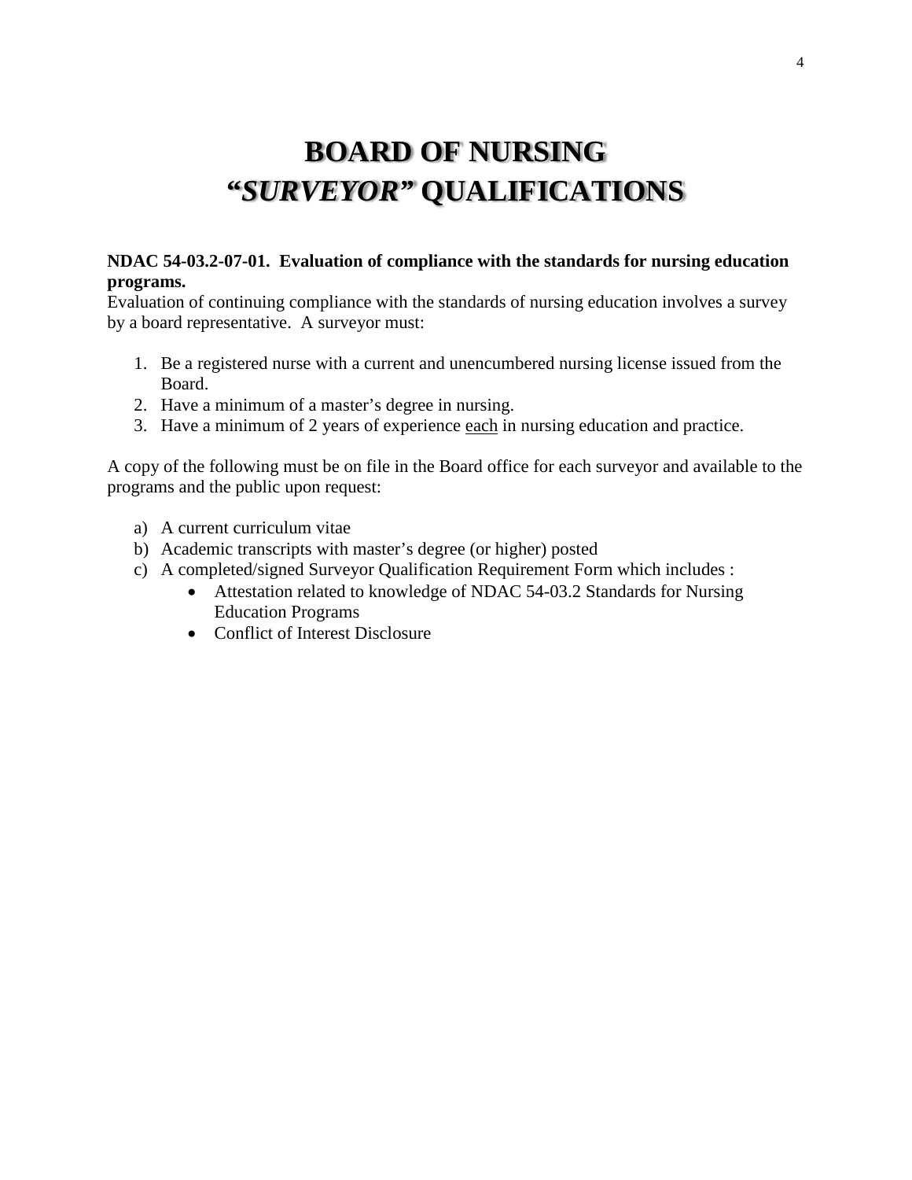# BOARD OF NURSING
# "*SURVEYOR*" QUALIFICATIONS

**NDAC 54-03.2-07-01. Evaluation of compliance with the standards for nursing education programs.**
Evaluation of continuing compliance with the standards of nursing education involves a survey by a board representative. A surveyor must:

1. Be a registered nurse with a current and unencumbered nursing license issued from the Board.
2. Have a minimum of a master's degree in nursing.
3. Have a minimum of 2 years of experience <u>each</u> in nursing education and practice.

A copy of the following must be on file in the Board office for each surveyor and available to the programs and the public upon request:

a) A current curriculum vitae
b) Academic transcripts with master's degree (or higher) posted
c) A completed/signed Surveyor Qualification Requirement Form which includes :
    - Attestation related to knowledge of NDAC 54-03.2 Standards for Nursing Education Programs
    - Conflict of Interest Disclosure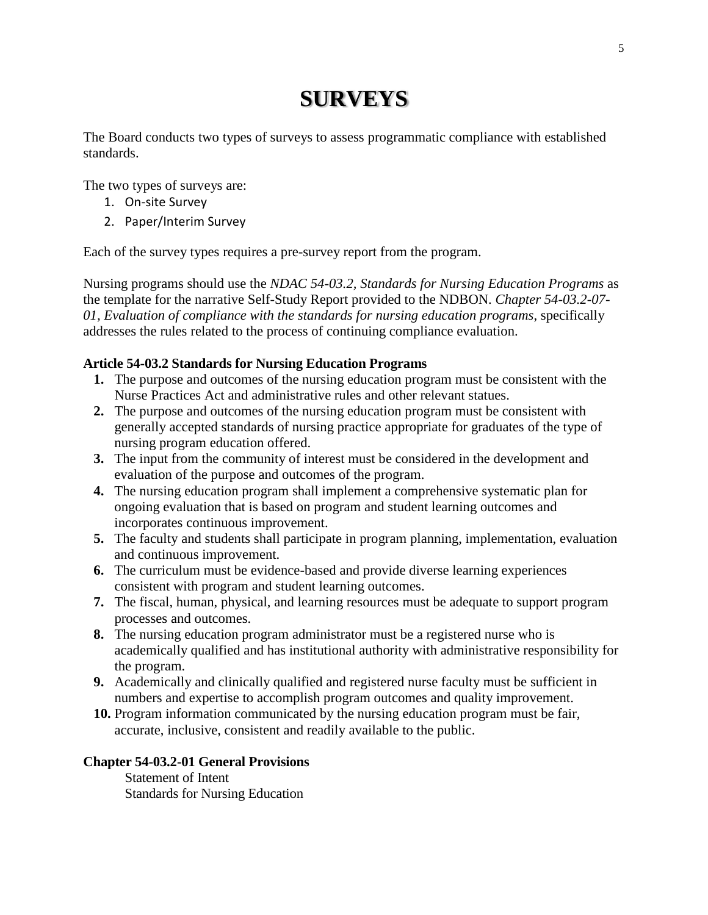# SURVEYS

The Board conducts two types of surveys to assess programmatic compliance with established standards.

The two types of surveys are:

1. On-site Survey
2. Paper/Interim Survey

Each of the survey types requires a pre-survey report from the program.

Nursing programs should use the *NDAC 54-03.2, Standards for Nursing Education Programs* as the template for the narrative Self-Study Report provided to the NDBON. *Chapter 54-03.2-07-01, Evaluation of compliance with the standards for nursing education programs*, specifically addresses the rules related to the process of continuing compliance evaluation.

**Article 54-03.2 Standards for Nursing Education Programs**

1. The purpose and outcomes of the nursing education program must be consistent with the Nurse Practices Act and administrative rules and other relevant statues.
2. The purpose and outcomes of the nursing education program must be consistent with generally accepted standards of nursing practice appropriate for graduates of the type of nursing program education offered.
3. The input from the community of interest must be considered in the development and evaluation of the purpose and outcomes of the program.
4. The nursing education program shall implement a comprehensive systematic plan for ongoing evaluation that is based on program and student learning outcomes and incorporates continuous improvement.
5. The faculty and students shall participate in program planning, implementation, evaluation and continuous improvement.
6. The curriculum must be evidence-based and provide diverse learning experiences consistent with program and student learning outcomes.
7. The fiscal, human, physical, and learning resources must be adequate to support program processes and outcomes.
8. The nursing education program administrator must be a registered nurse who is academically qualified and has institutional authority with administrative responsibility for the program.
9. Academically and clinically qualified and registered nurse faculty must be sufficient in numbers and expertise to accomplish program outcomes and quality improvement.
10. Program information communicated by the nursing education program must be fair, accurate, inclusive, consistent and readily available to the public.

**Chapter 54-03.2-01 General Provisions**

Statement of Intent
Standards for Nursing Education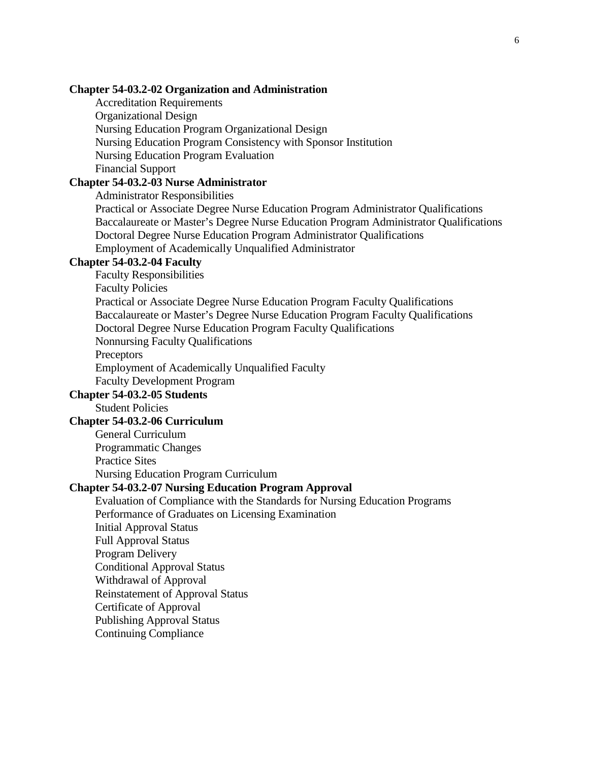**Chapter 54-03.2-02 Organization and Administration**

- Accreditation Requirements
- Organizational Design
- Nursing Education Program Organizational Design
- Nursing Education Program Consistency with Sponsor Institution
- Nursing Education Program Evaluation
- Financial Support

**Chapter 54-03.2-03 Nurse Administrator**

- Administrator Responsibilities
- Practical or Associate Degree Nurse Education Program Administrator Qualifications
- Baccalaureate or Master's Degree Nurse Education Program Administrator Qualifications
- Doctoral Degree Nurse Education Program Administrator Qualifications
- Employment of Academically Unqualified Administrator

**Chapter 54-03.2-04 Faculty**

- Faculty Responsibilities
- Faculty Policies
- Practical or Associate Degree Nurse Education Program Faculty Qualifications
- Baccalaureate or Master's Degree Nurse Education Program Faculty Qualifications
- Doctoral Degree Nurse Education Program Faculty Qualifications
- Nonnursing Faculty Qualifications
- Preceptors
- Employment of Academically Unqualified Faculty
- Faculty Development Program

**Chapter 54-03.2-05 Students**

- Student Policies

**Chapter 54-03.2-06 Curriculum**

- General Curriculum
- Programmatic Changes
- Practice Sites
- Nursing Education Program Curriculum

**Chapter 54-03.2-07 Nursing Education Program Approval**

- Evaluation of Compliance with the Standards for Nursing Education Programs
- Performance of Graduates on Licensing Examination
- Initial Approval Status
- Full Approval Status
- Program Delivery
- Conditional Approval Status
- Withdrawal of Approval
- Reinstatement of Approval Status
- Certificate of Approval
- Publishing Approval Status
- Continuing Compliance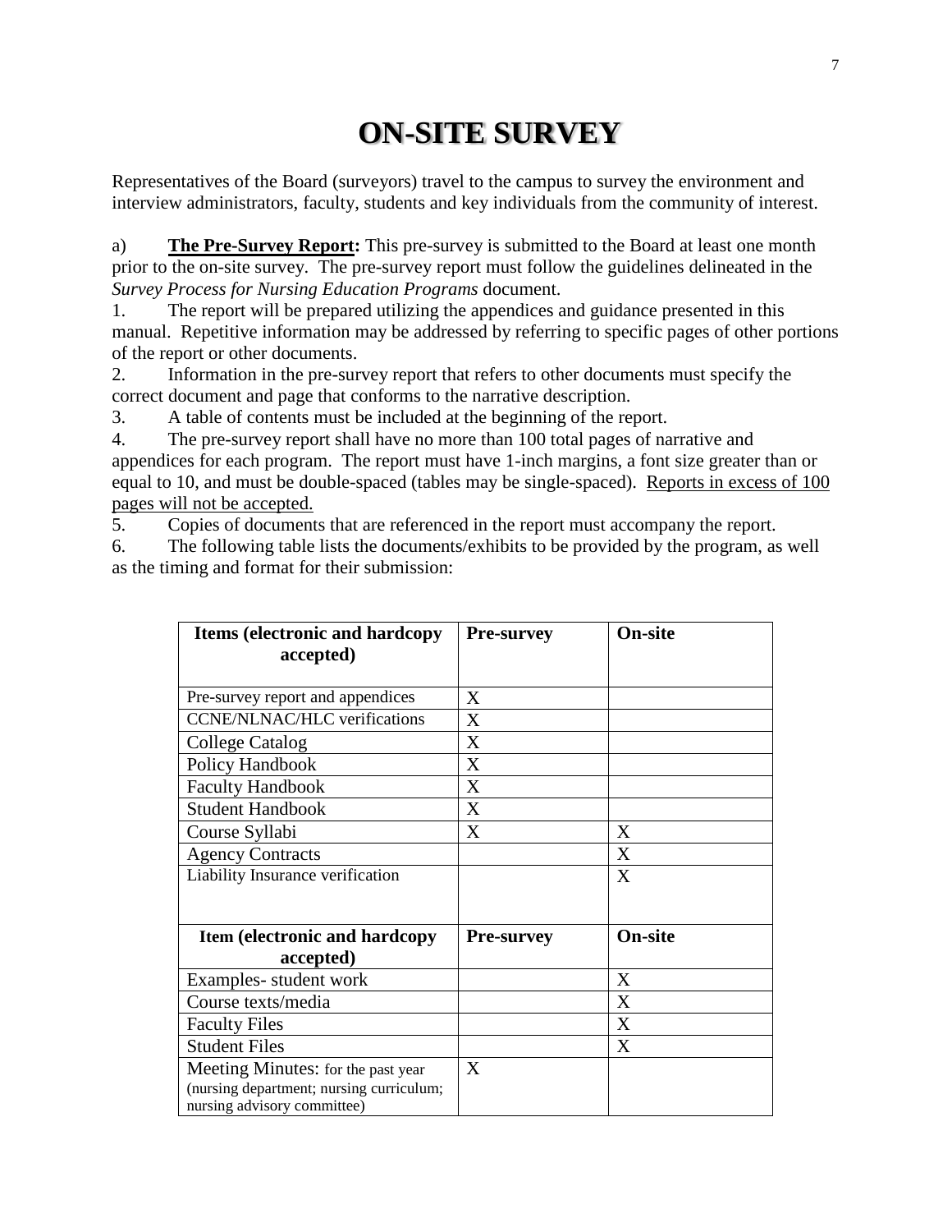# ON-SITE SURVEY

Representatives of the Board (surveyors) travel to the campus to survey the environment and interview administrators, faculty, students and key individuals from the community of interest.

a) **The Pre-Survey Report:** This pre-survey is submitted to the Board at least one month prior to the on-site survey. The pre-survey report must follow the guidelines delineated in the *Survey Process for Nursing Education Programs* document.

1. The report will be prepared utilizing the appendices and guidance presented in this manual. Repetitive information may be addressed by referring to specific pages of other portions of the report or other documents.
2. Information in the pre-survey report that refers to other documents must specify the correct document and page that conforms to the narrative description.
3. A table of contents must be included at the beginning of the report.
4. The pre-survey report shall have no more than 100 total pages of narrative and appendices for each program. The report must have 1-inch margins, a font size greater than or equal to 10, and must be double-spaced (tables may be single-spaced). <u>Reports in excess of 100 pages will not be accepted.</u>
5. Copies of documents that are referenced in the report must accompany the report.
6. The following table lists the documents/exhibits to be provided by the program, as well as the timing and format for their submission:

| Items (electronic and hardcopy accepted) | Pre-survey | On-site |
|---|---|---|
| Pre-survey report and appendices | X | |
| CCNE/NLNAC/HLC verifications | X | |
| College Catalog | X | |
| Policy Handbook | X | |
| Faculty Handbook | X | |
| Student Handbook | X | |
| Course Syllabi | X | X |
| Agency Contracts | | X |
| Liability Insurance verification | | X |
| **Item (electronic and hardcopy accepted)** | **Pre-survey** | **On-site** |
| Examples- student work | | X |
| Course texts/media | | X |
| Faculty Files | | X |
| Student Files | | X |
| Meeting Minutes: for the past year (nursing department; nursing curriculum; nursing advisory committee) | X | |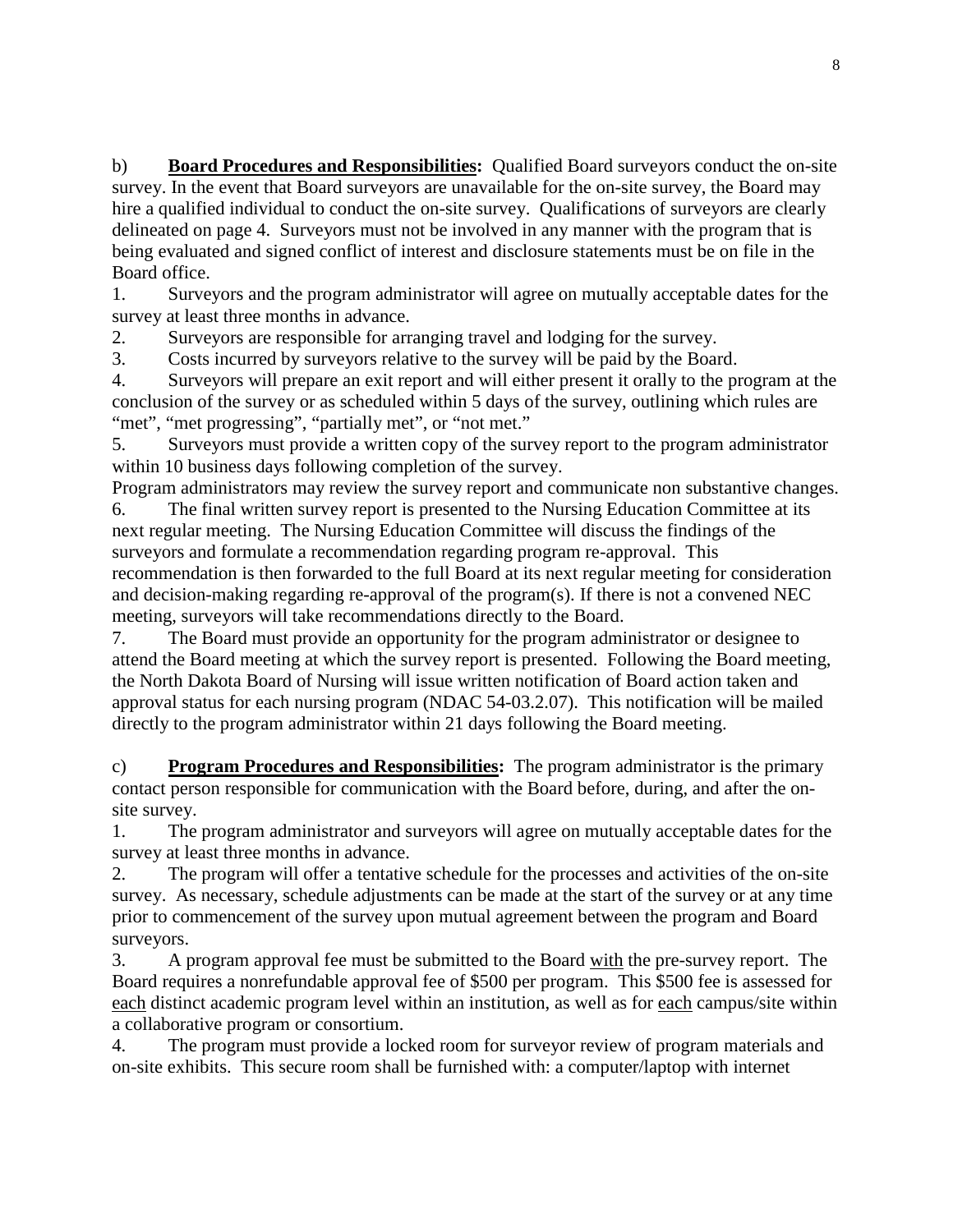b) **<u>Board Procedures and Responsibilities</u>:** Qualified Board surveyors conduct the on-site survey. In the event that Board surveyors are unavailable for the on-site survey, the Board may hire a qualified individual to conduct the on-site survey. Qualifications of surveyors are clearly delineated on page 4. Surveyors must not be involved in any manner with the program that is being evaluated and signed conflict of interest and disclosure statements must be on file in the Board office.

1. Surveyors and the program administrator will agree on mutually acceptable dates for the survey at least three months in advance.
2. Surveyors are responsible for arranging travel and lodging for the survey.
3. Costs incurred by surveyors relative to the survey will be paid by the Board.
4. Surveyors will prepare an exit report and will either present it orally to the program at the conclusion of the survey or as scheduled within 5 days of the survey, outlining which rules are "met", "met progressing", "partially met", or "not met."
5. Surveyors must provide a written copy of the survey report to the program administrator within 10 business days following completion of the survey.

Program administrators may review the survey report and communicate non substantive changes.

6. The final written survey report is presented to the Nursing Education Committee at its next regular meeting. The Nursing Education Committee will discuss the findings of the surveyors and formulate a recommendation regarding program re-approval. This recommendation is then forwarded to the full Board at its next regular meeting for consideration and decision-making regarding re-approval of the program(s). If there is not a convened NEC meeting, surveyors will take recommendations directly to the Board.
7. The Board must provide an opportunity for the program administrator or designee to attend the Board meeting at which the survey report is presented. Following the Board meeting, the North Dakota Board of Nursing will issue written notification of Board action taken and approval status for each nursing program (NDAC 54-03.2.07). This notification will be mailed directly to the program administrator within 21 days following the Board meeting.

c) **<u>Program Procedures and Responsibilities</u>:** The program administrator is the primary contact person responsible for communication with the Board before, during, and after the on-site survey.

1. The program administrator and surveyors will agree on mutually acceptable dates for the survey at least three months in advance.
2. The program will offer a tentative schedule for the processes and activities of the on-site survey. As necessary, schedule adjustments can be made at the start of the survey or at any time prior to commencement of the survey upon mutual agreement between the program and Board surveyors.
3. A program approval fee must be submitted to the Board <u>with</u> the pre-survey report. The Board requires a nonrefundable approval fee of $500 per program. This $500 fee is assessed for <u>each</u> distinct academic program level within an institution, as well as for <u>each</u> campus/site within a collaborative program or consortium.
4. The program must provide a locked room for surveyor review of program materials and on-site exhibits. This secure room shall be furnished with: a computer/laptop with internet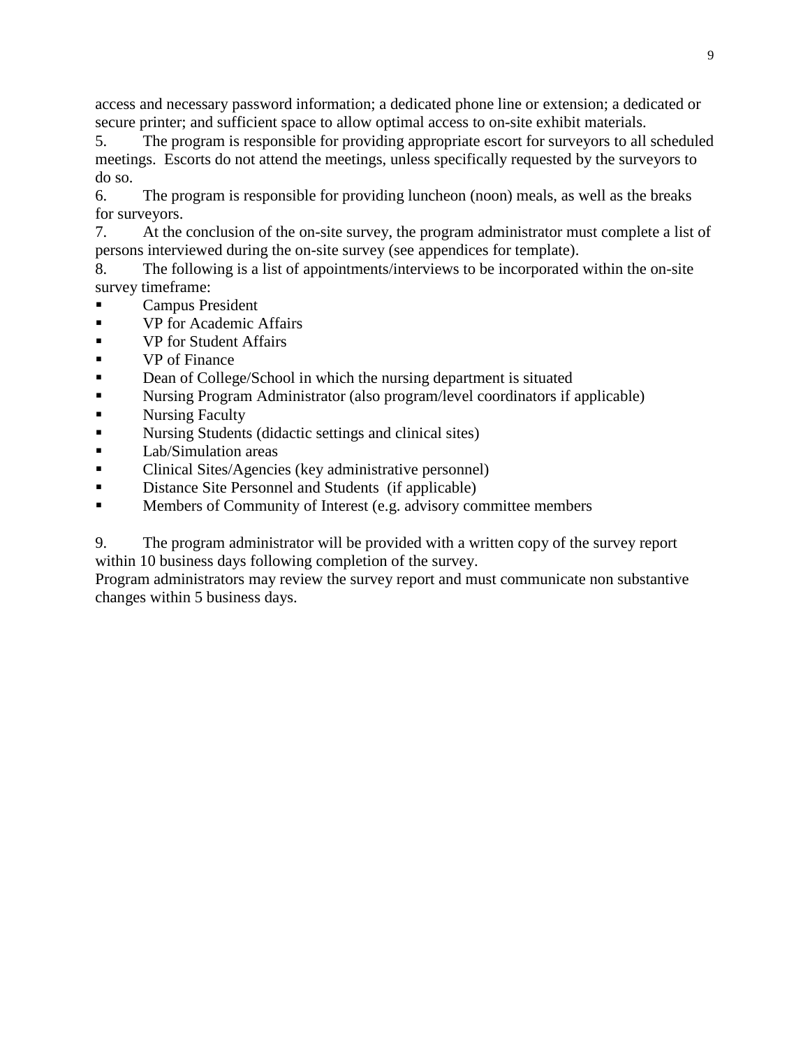access and necessary password information; a dedicated phone line or extension; a dedicated or secure printer; and sufficient space to allow optimal access to on-site exhibit materials.

5. The program is responsible for providing appropriate escort for surveyors to all scheduled meetings. Escorts do not attend the meetings, unless specifically requested by the surveyors to do so.

6. The program is responsible for providing luncheon (noon) meals, as well as the breaks for surveyors.

7. At the conclusion of the on-site survey, the program administrator must complete a list of persons interviewed during the on-site survey (see appendices for template).

8. The following is a list of appointments/interviews to be incorporated within the on-site survey timeframe:

- Campus President
- VP for Academic Affairs
- VP for Student Affairs
- VP of Finance
- Dean of College/School in which the nursing department is situated
- Nursing Program Administrator (also program/level coordinators if applicable)
- Nursing Faculty
- Nursing Students (didactic settings and clinical sites)
- Lab/Simulation areas
- Clinical Sites/Agencies (key administrative personnel)
- Distance Site Personnel and Students (if applicable)
- Members of Community of Interest (e.g. advisory committee members

9. The program administrator will be provided with a written copy of the survey report within 10 business days following completion of the survey.

Program administrators may review the survey report and must communicate non substantive changes within 5 business days.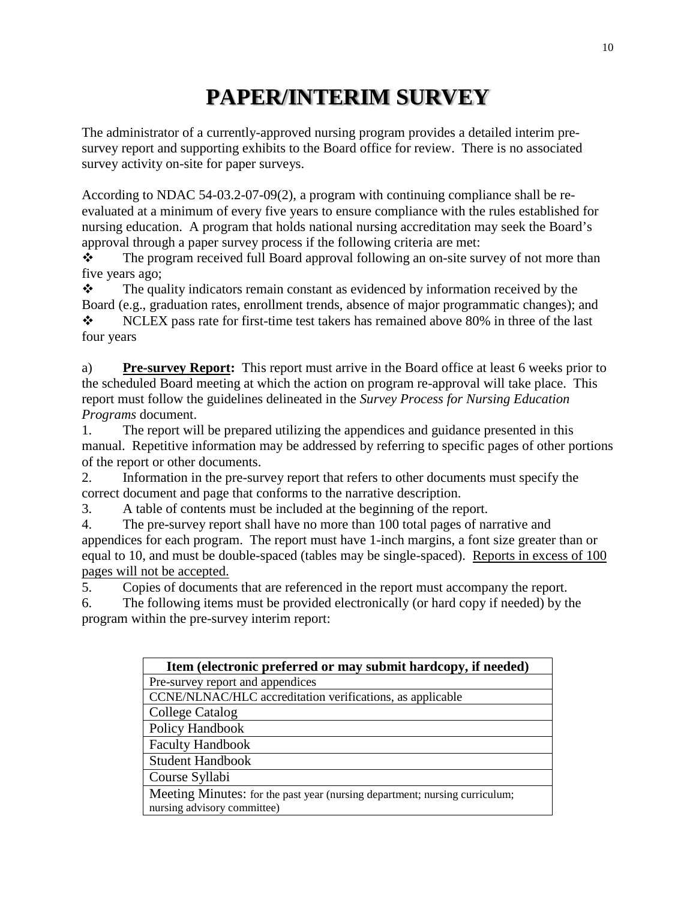# PAPER/INTERIM SURVEY

The administrator of a currently-approved nursing program provides a detailed interim pre-survey report and supporting exhibits to the Board office for review. There is no associated survey activity on-site for paper surveys.

According to NDAC 54-03.2-07-09(2), a program with continuing compliance shall be re-evaluated at a minimum of every five years to ensure compliance with the rules established for nursing education. A program that holds national nursing accreditation may seek the Board's approval through a paper survey process if the following criteria are met:

- The program received full Board approval following an on-site survey of not more than five years ago;
- The quality indicators remain constant as evidenced by information received by the Board (e.g., graduation rates, enrollment trends, absence of major programmatic changes); and
- NCLEX pass rate for first-time test takers has remained above 80% in three of the last four years

a) **Pre-survey Report:** This report must arrive in the Board office at least 6 weeks prior to the scheduled Board meeting at which the action on program re-approval will take place. This report must follow the guidelines delineated in the *Survey Process for Nursing Education Programs* document.

1. The report will be prepared utilizing the appendices and guidance presented in this manual. Repetitive information may be addressed by referring to specific pages of other portions of the report or other documents.
2. Information in the pre-survey report that refers to other documents must specify the correct document and page that conforms to the narrative description.
3. A table of contents must be included at the beginning of the report.
4. The pre-survey report shall have no more than 100 total pages of narrative and appendices for each program. The report must have 1-inch margins, a font size greater than or equal to 10, and must be double-spaced (tables may be single-spaced). <u>Reports in excess of 100 pages will not be accepted.</u>
5. Copies of documents that are referenced in the report must accompany the report.
6. The following items must be provided electronically (or hard copy if needed) by the program within the pre-survey interim report:

| Item (electronic preferred or may submit hardcopy, if needed) |
|---|
| Pre-survey report and appendices |
| CCNE/NLNAC/HLC accreditation verifications, as applicable |
| College Catalog |
| Policy Handbook |
| Faculty Handbook |
| Student Handbook |
| Course Syllabi |
| Meeting Minutes: for the past year (nursing department; nursing curriculum; nursing advisory committee) |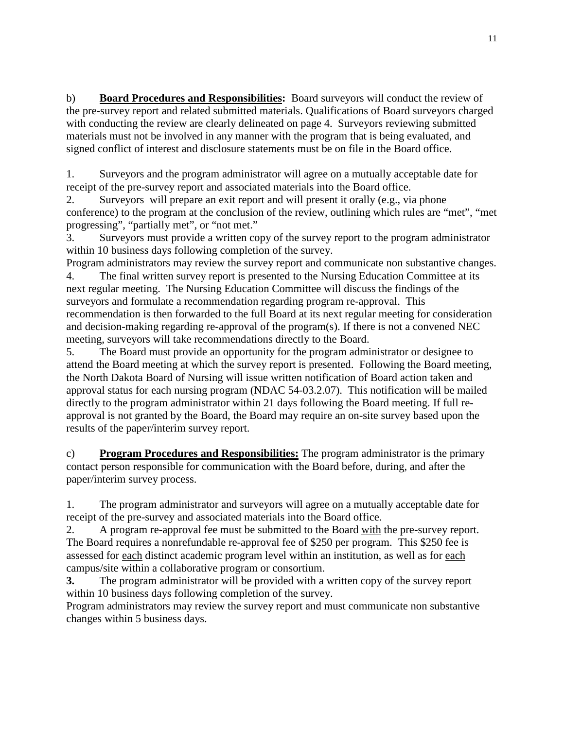b) **<u>Board Procedures and Responsibilities:</u>** Board surveyors will conduct the review of the pre-survey report and related submitted materials. Qualifications of Board surveyors charged with conducting the review are clearly delineated on page 4. Surveyors reviewing submitted materials must not be involved in any manner with the program that is being evaluated, and signed conflict of interest and disclosure statements must be on file in the Board office.

1. Surveyors and the program administrator will agree on a mutually acceptable date for receipt of the pre-survey report and associated materials into the Board office.
2. Surveyors will prepare an exit report and will present it orally (e.g., via phone conference) to the program at the conclusion of the review, outlining which rules are "met", "met progressing", "partially met", or "not met."
3. Surveyors must provide a written copy of the survey report to the program administrator within 10 business days following completion of the survey.

Program administrators may review the survey report and communicate non substantive changes.

4. The final written survey report is presented to the Nursing Education Committee at its next regular meeting. The Nursing Education Committee will discuss the findings of the surveyors and formulate a recommendation regarding program re-approval. This recommendation is then forwarded to the full Board at its next regular meeting for consideration and decision-making regarding re-approval of the program(s). If there is not a convened NEC meeting, surveyors will take recommendations directly to the Board.
5. The Board must provide an opportunity for the program administrator or designee to attend the Board meeting at which the survey report is presented. Following the Board meeting, the North Dakota Board of Nursing will issue written notification of Board action taken and approval status for each nursing program (NDAC 54-03.2.07). This notification will be mailed directly to the program administrator within 21 days following the Board meeting. If full re-approval is not granted by the Board, the Board may require an on-site survey based upon the results of the paper/interim survey report.

c) **<u>Program Procedures and Responsibilities:</u>** The program administrator is the primary contact person responsible for communication with the Board before, during, and after the paper/interim survey process.

1. The program administrator and surveyors will agree on a mutually acceptable date for receipt of the pre-survey and associated materials into the Board office.
2. A program re-approval fee must be submitted to the Board <u>with</u> the pre-survey report. The Board requires a nonrefundable re-approval fee of $250 per program. This $250 fee is assessed for <u>each</u> distinct academic program level within an institution, as well as for <u>each</u> campus/site within a collaborative program or consortium.
3. The program administrator will be provided with a written copy of the survey report within 10 business days following completion of the survey.

Program administrators may review the survey report and must communicate non substantive changes within 5 business days.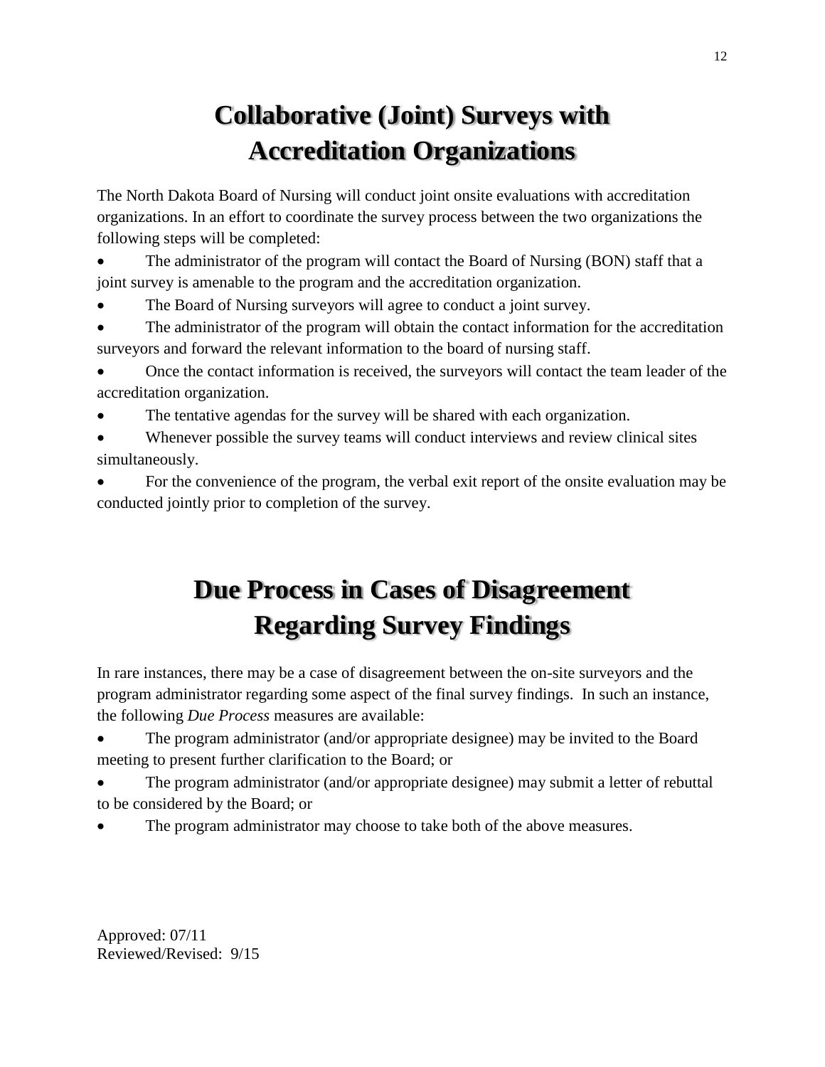# Collaborative (Joint) Surveys with Accreditation Organizations

The North Dakota Board of Nursing will conduct joint onsite evaluations with accreditation organizations. In an effort to coordinate the survey process between the two organizations the following steps will be completed:

- The administrator of the program will contact the Board of Nursing (BON) staff that a joint survey is amenable to the program and the accreditation organization.
- The Board of Nursing surveyors will agree to conduct a joint survey.
- The administrator of the program will obtain the contact information for the accreditation surveyors and forward the relevant information to the board of nursing staff.
- Once the contact information is received, the surveyors will contact the team leader of the accreditation organization.
- The tentative agendas for the survey will be shared with each organization.
- Whenever possible the survey teams will conduct interviews and review clinical sites simultaneously.
- For the convenience of the program, the verbal exit report of the onsite evaluation may be conducted jointly prior to completion of the survey.

# Due Process in Cases of Disagreement Regarding Survey Findings

In rare instances, there may be a case of disagreement between the on-site surveyors and the program administrator regarding some aspect of the final survey findings. In such an instance, the following *Due Process* measures are available:

- The program administrator (and/or appropriate designee) may be invited to the Board meeting to present further clarification to the Board; or
- The program administrator (and/or appropriate designee) may submit a letter of rebuttal to be considered by the Board; or
- The program administrator may choose to take both of the above measures.

Approved: 07/11
Reviewed/Revised: 9/15